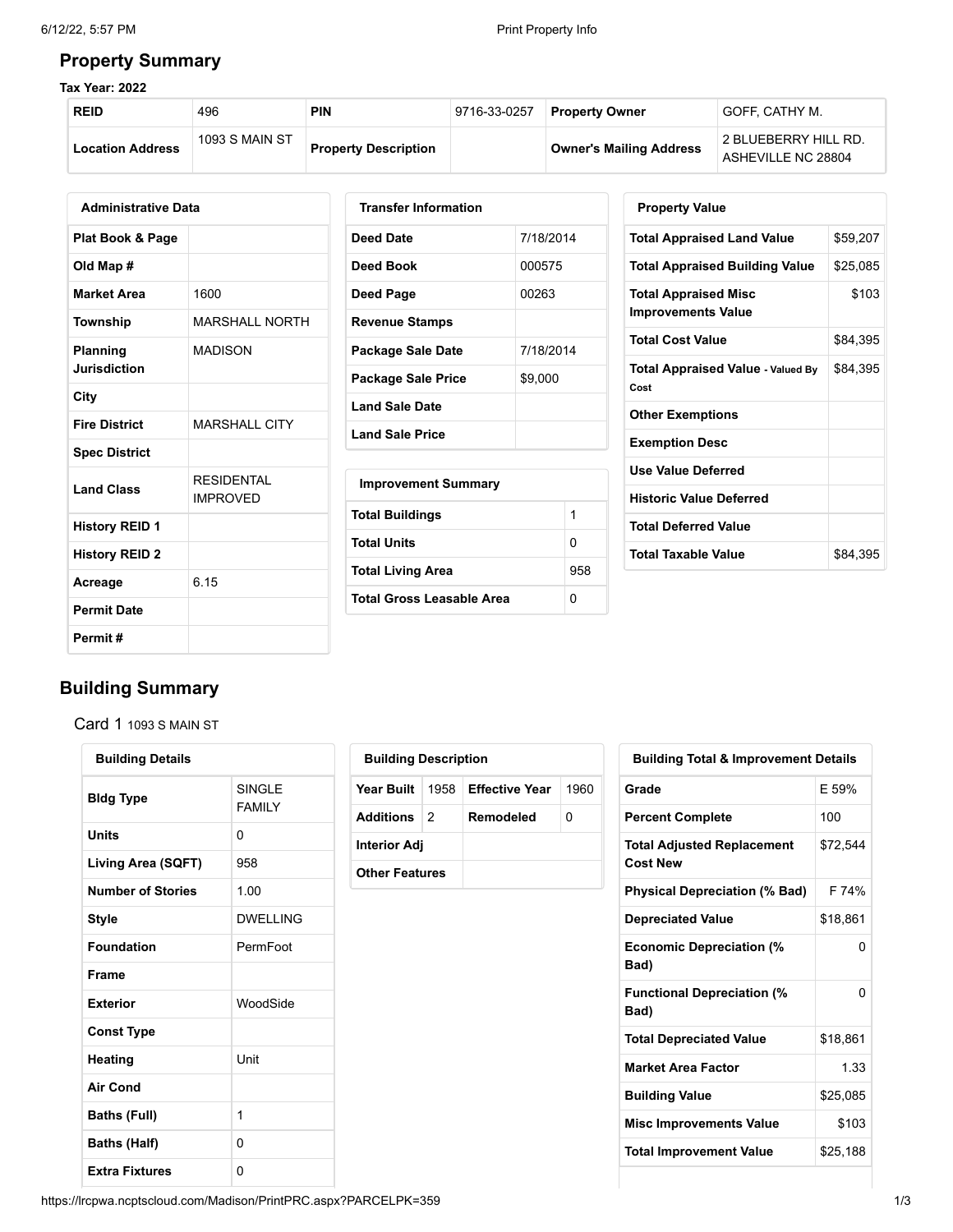## Property Summary

**Tax Year: 2022**

| REID | 496 | PIN | 9716-33-0257 | Property Owner | GOFF, CATHY M. |
|---|---|---|---|---|---|
| Location Address | 1093 S MAIN ST | Property Description | | Owner's Mailing Address | 2 BLUEBERRY HILL RD. ASHEVILLE NC 28804 |

| Administrative Data | |
|---|---|
| Plat Book & Page | |
| Old Map # | |
| Market Area | 1600 |
| Township | MARSHALL NORTH |
| Planning Jurisdiction | MADISON |
| City | |
| Fire District | MARSHALL CITY |
| Spec District | |
| Land Class | RESIDENTAL IMPROVED |
| History REID 1 | |
| History REID 2 | |
| Acreage | 6.15 |
| Permit Date | |
| Permit # | |

| Transfer Information | |
|---|---|
| Deed Date | 7/18/2014 |
| Deed Book | 000575 |
| Deed Page | 00263 |
| Revenue Stamps | |
| Package Sale Date | 7/18/2014 |
| Package Sale Price | $9,000 |
| Land Sale Date | |
| Land Sale Price | |

| Improvement Summary | |
|---|---|
| Total Buildings | 1 |
| Total Units | 0 |
| Total Living Area | 958 |
| Total Gross Leasable Area | 0 |

| Property Value | |
|---|---|
| Total Appraised Land Value | $59,207 |
| Total Appraised Building Value | $25,085 |
| Total Appraised Misc Improvements Value | $103 |
| Total Cost Value | $84,395 |
| Total Appraised Value - Valued By Cost | $84,395 |
| Other Exemptions | |
| Exemption Desc | |
| Use Value Deferred | |
| Historic Value Deferred | |
| Total Deferred Value | |
| Total Taxable Value | $84,395 |

## Building Summary

Card 1 1093 S MAIN ST

| Building Details | |
|---|---|
| Bldg Type | SINGLE FAMILY |
| Units | 0 |
| Living Area (SQFT) | 958 |
| Number of Stories | 1.00 |
| Style | DWELLING |
| Foundation | PermFoot |
| Frame | |
| Exterior | WoodSide |
| Const Type | |
| Heating | Unit |
| Air Cond | |
| Baths (Full) | 1 |
| Baths (Half) | 0 |
| Extra Fixtures | 0 |

| Building Description | | | |
|---|---|---|---|
| Year Built | 1958 | Effective Year | 1960 |
| Additions | 2 | Remodeled | 0 |
| Interior Adj | | | |
| Other Features | | | |

| Building Total & Improvement Details | |
|---|---|
| Grade | E 59% |
| Percent Complete | 100 |
| Total Adjusted Replacement Cost New | $72,544 |
| Physical Depreciation (% Bad) | F 74% |
| Depreciated Value | $18,861 |
| Economic Depreciation (% Bad) | 0 |
| Functional Depreciation (% Bad) | 0 |
| Total Depreciated Value | $18,861 |
| Market Area Factor | 1.33 |
| Building Value | $25,085 |
| Misc Improvements Value | $103 |
| Total Improvement Value | $25,188 |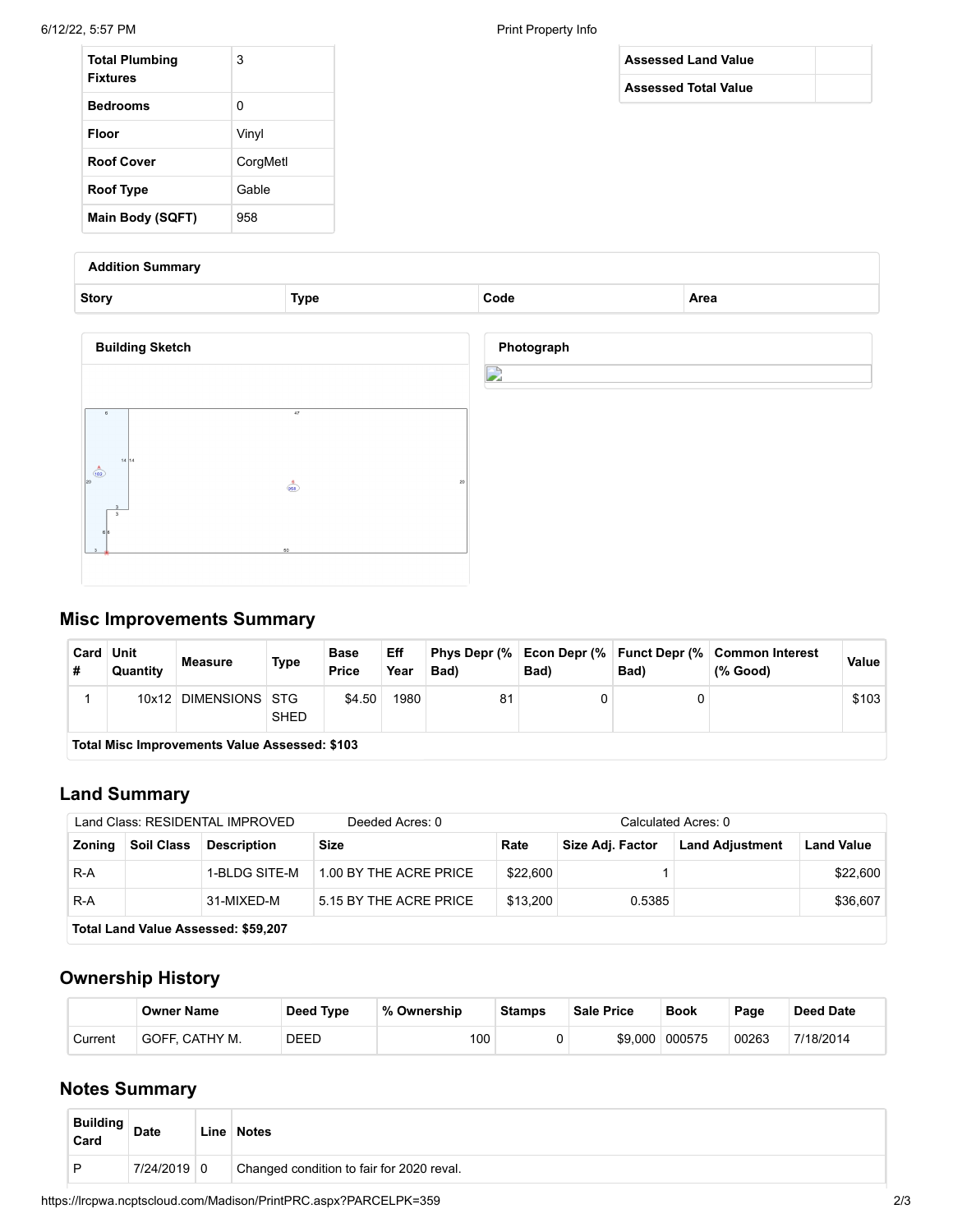| | |
|---|---|
| **Total Plumbing Fixtures** | 3 |
| **Bedrooms** | 0 |
| **Floor** | Vinyl |
| **Roof Cover** | CorgMetl |
| **Roof Type** | Gable |
| **Main Body (SQFT)** | 958 |

| | |
|---|---|
| **Assessed Land Value** | |
| **Assessed Total Value** | |

**Addition Summary**

| Story | Type | Code | Area |
|---|---|---|---|

**Building Sketch**

**Photograph**

## Misc Improvements Summary

| Card # | Unit Quantity | Measure | Type | Base Price | Eff Year | Phys Depr (% Bad) | Econ Depr (% Bad) | Funct Depr (% Bad) | Common Interest (% Good) | Value |
|---|---|---|---|---|---|---|---|---|---|---|
| 1 | 10x12 | DIMENSIONS | STG SHED | $4.50 | 1980 | 81 | 0 | 0 | | $103 |
| **Total Misc Improvements Value Assessed: $103** | | | | | | | | | | |

## Land Summary

Land Class: RESIDENTAL IMPROVED Deeded Acres: 0 Calculated Acres: 0

| Zoning | Soil Class | Description | Size | Rate | Size Adj. Factor | Land Adjustment | Land Value |
|---|---|---|---|---|---|---|---|
| R-A | | 1-BLDG SITE-M | 1.00 BY THE ACRE PRICE | $22,600 | 1 | | $22,600 |
| R-A | | 31-MIXED-M | 5.15 BY THE ACRE PRICE | $13,200 | 0.5385 | | $36,607 |
| **Total Land Value Assessed: $59,207** | | | | | | | |

## Ownership History

| | Owner Name | Deed Type | % Ownership | Stamps | Sale Price | Book | Page | Deed Date |
|---|---|---|---|---|---|---|---|---|
| Current | GOFF, CATHY M. | DEED | 100 | 0 | $9,000 | 000575 | 00263 | 7/18/2014 |

## Notes Summary

| Building Card | Date | Line | Notes |
|---|---|---|---|
| P | 7/24/2019 | 0 | Changed condition to fair for 2020 reval. |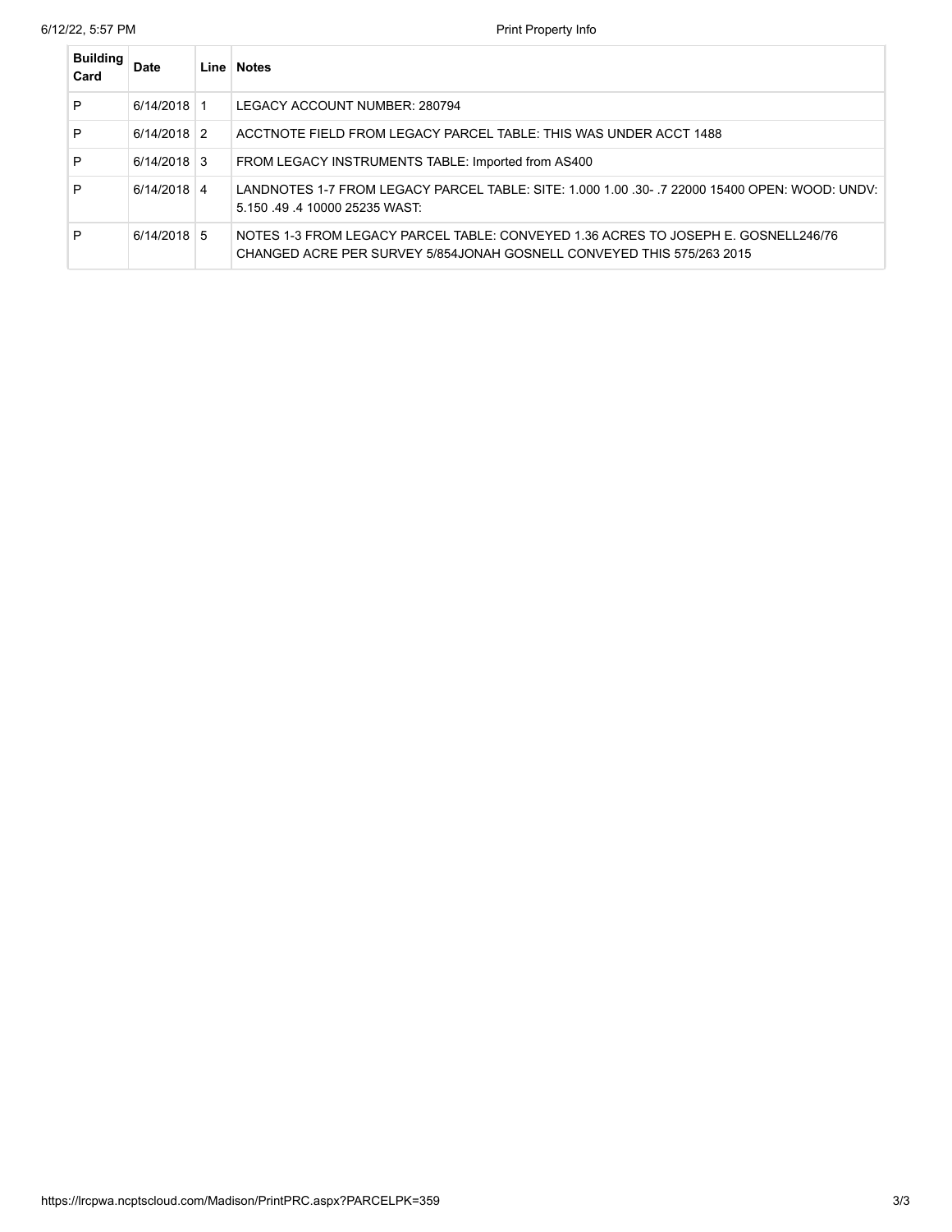| Building Card | Date | Line | Notes |
|---|---|---|---|
| P | 6/14/2018 | 1 | LEGACY ACCOUNT NUMBER: 280794 |
| P | 6/14/2018 | 2 | ACCTNOTE FIELD FROM LEGACY PARCEL TABLE: THIS WAS UNDER ACCT 1488 |
| P | 6/14/2018 | 3 | FROM LEGACY INSTRUMENTS TABLE: Imported from AS400 |
| P | 6/14/2018 | 4 | LANDNOTES 1-7 FROM LEGACY PARCEL TABLE: SITE: 1.000 1.00 .30- .7 22000 15400 OPEN: WOOD: UNDV: 5.150 .49 .4 10000 25235 WAST: |
| P | 6/14/2018 | 5 | NOTES 1-3 FROM LEGACY PARCEL TABLE: CONVEYED 1.36 ACRES TO JOSEPH E. GOSNELL246/76 CHANGED ACRE PER SURVEY 5/854JONAH GOSNELL CONVEYED THIS 575/263 2015 |